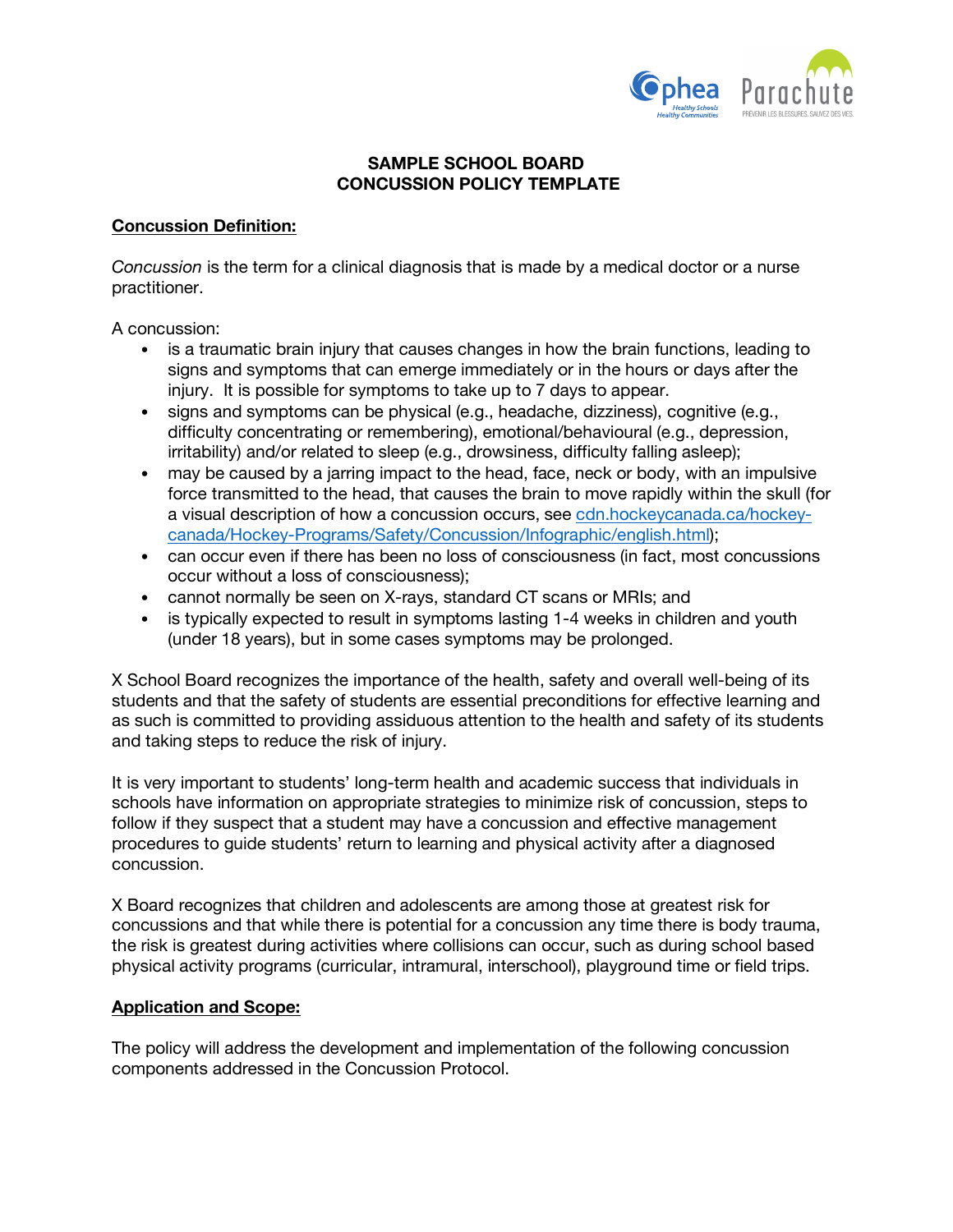# SAMPLE SCHOOL BOARD
# CONCUSSION POLICY TEMPLATE

## Concussion Definition:

*Concussion* is the term for a clinical diagnosis that is made by a medical doctor or a nurse practitioner.

A concussion:

- is a traumatic brain injury that causes changes in how the brain functions, leading to signs and symptoms that can emerge immediately or in the hours or days after the injury. It is possible for symptoms to take up to 7 days to appear.
- signs and symptoms can be physical (e.g., headache, dizziness), cognitive (e.g., difficulty concentrating or remembering), emotional/behavioural (e.g., depression, irritability) and/or related to sleep (e.g., drowsiness, difficulty falling asleep);
- may be caused by a jarring impact to the head, face, neck or body, with an impulsive force transmitted to the head, that causes the brain to move rapidly within the skull (for a visual description of how a concussion occurs, see cdn.hockeycanada.ca/hockey-canada/Hockey-Programs/Safety/Concussion/Infographic/english.html);
- can occur even if there has been no loss of consciousness (in fact, most concussions occur without a loss of consciousness);
- cannot normally be seen on X-rays, standard CT scans or MRIs; and
- is typically expected to result in symptoms lasting 1-4 weeks in children and youth (under 18 years), but in some cases symptoms may be prolonged.

X School Board recognizes the importance of the health, safety and overall well-being of its students and that the safety of students are essential preconditions for effective learning and as such is committed to providing assiduous attention to the health and safety of its students and taking steps to reduce the risk of injury.

It is very important to students' long-term health and academic success that individuals in schools have information on appropriate strategies to minimize risk of concussion, steps to follow if they suspect that a student may have a concussion and effective management procedures to guide students' return to learning and physical activity after a diagnosed concussion.

X Board recognizes that children and adolescents are among those at greatest risk for concussions and that while there is potential for a concussion any time there is body trauma, the risk is greatest during activities where collisions can occur, such as during school based physical activity programs (curricular, intramural, interschool), playground time or field trips.

## Application and Scope:

The policy will address the development and implementation of the following concussion components addressed in the Concussion Protocol.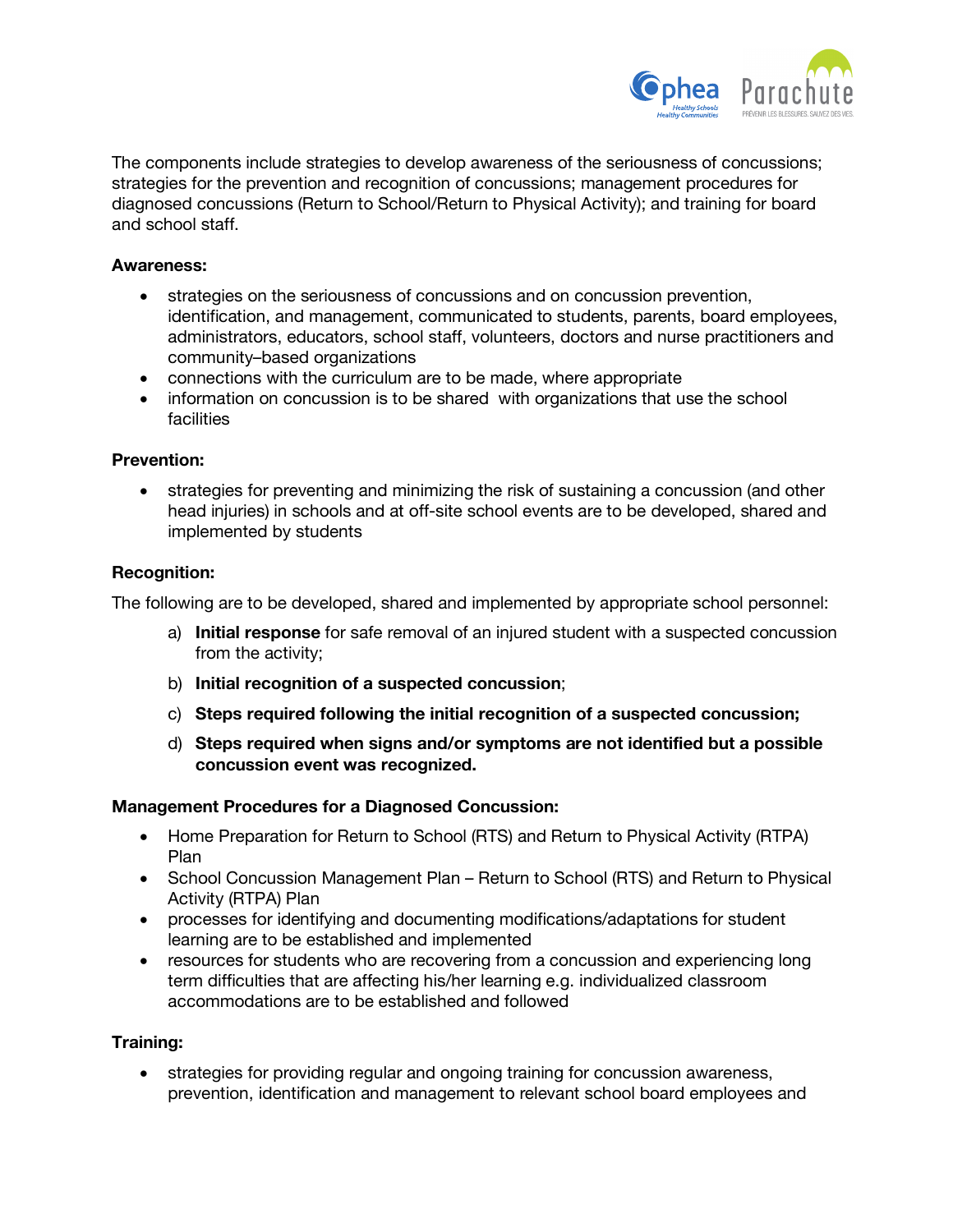The components include strategies to develop awareness of the seriousness of concussions; strategies for the prevention and recognition of concussions; management procedures for diagnosed concussions (Return to School/Return to Physical Activity); and training for board and school staff.

**Awareness:**

- strategies on the seriousness of concussions and on concussion prevention, identification, and management, communicated to students, parents, board employees, administrators, educators, school staff, volunteers, doctors and nurse practitioners and community–based organizations
- connections with the curriculum are to be made, where appropriate
- information on concussion is to be shared with organizations that use the school facilities

**Prevention:**

- strategies for preventing and minimizing the risk of sustaining a concussion (and other head injuries) in schools and at off-site school events are to be developed, shared and implemented by students

**Recognition:**

The following are to be developed, shared and implemented by appropriate school personnel:

a) **Initial response** for safe removal of an injured student with a suspected concussion from the activity;

b) **Initial recognition of a suspected concussion**;

c) **Steps required following the initial recognition of a suspected concussion;**

d) **Steps required when signs and/or symptoms are not identified but a possible concussion event was recognized.**

**Management Procedures for a Diagnosed Concussion:**

- Home Preparation for Return to School (RTS) and Return to Physical Activity (RTPA) Plan
- School Concussion Management Plan – Return to School (RTS) and Return to Physical Activity (RTPA) Plan
- processes for identifying and documenting modifications/adaptations for student learning are to be established and implemented
- resources for students who are recovering from a concussion and experiencing long term difficulties that are affecting his/her learning e.g. individualized classroom accommodations are to be established and followed

**Training:**

- strategies for providing regular and ongoing training for concussion awareness, prevention, identification and management to relevant school board employees and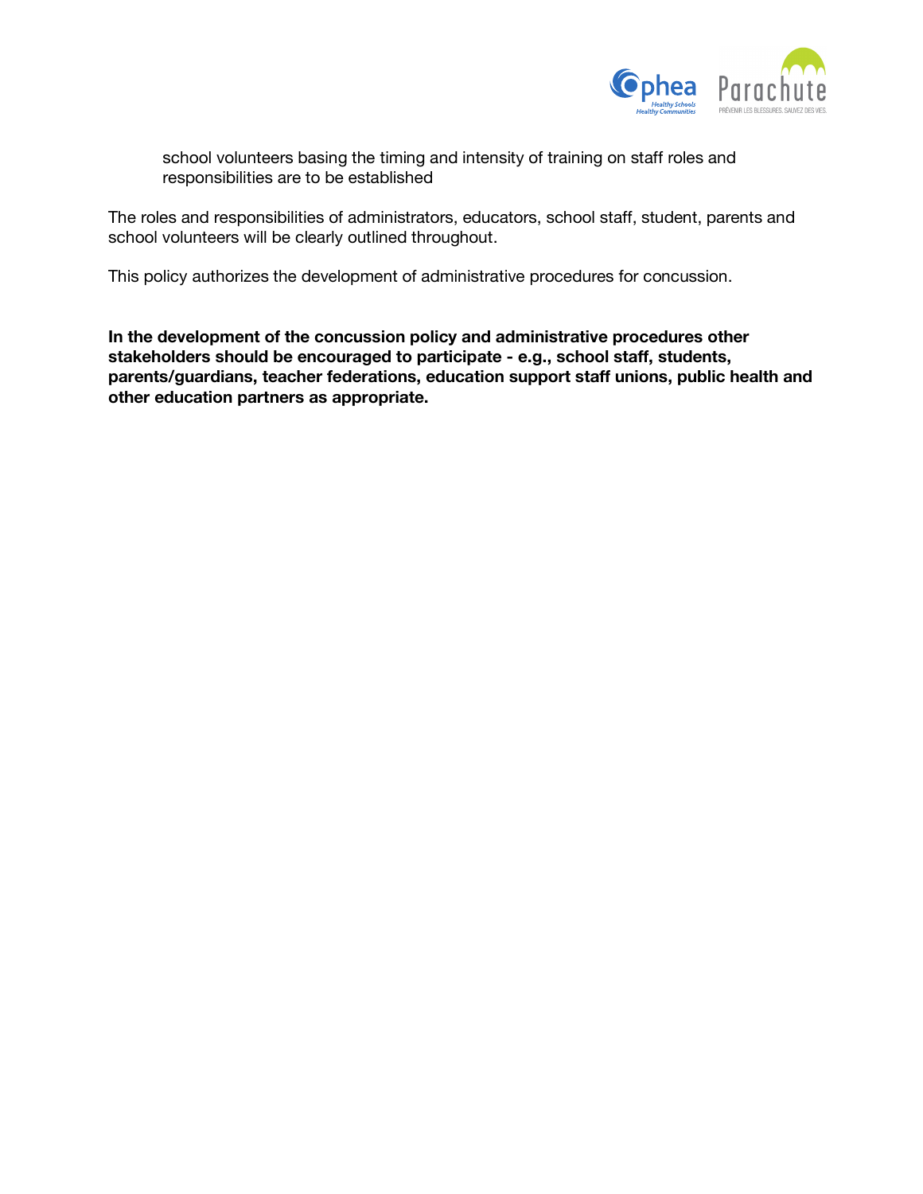school volunteers basing the timing and intensity of training on staff roles and responsibilities are to be established

The roles and responsibilities of administrators, educators, school staff, student, parents and school volunteers will be clearly outlined throughout.

This policy authorizes the development of administrative procedures for concussion.

**In the development of the concussion policy and administrative procedures other stakeholders should be encouraged to participate - e.g., school staff, students, parents/guardians, teacher federations, education support staff unions, public health and other education partners as appropriate.**